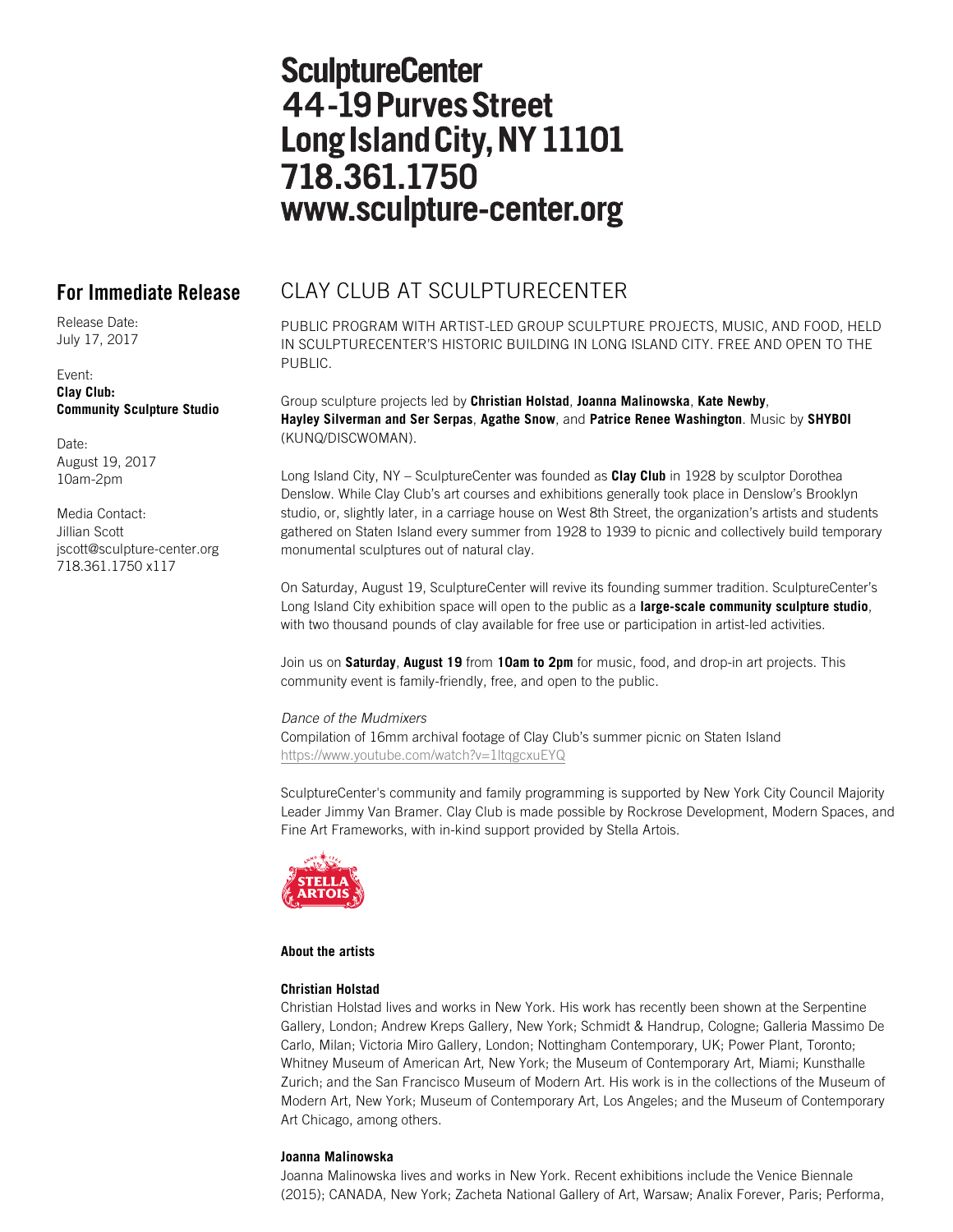# SculptureCenter
# 44-19 Purves Street
# Long Island City, NY 11101
# 718.361.1750
# www.sculpture-center.org

## For Immediate Release

Release Date:
July 17, 2017

Event:
**Clay Club:**
**Community Sculpture Studio**

Date:
August 19, 2017
10am-2pm

Media Contact:
Jillian Scott
jscott@sculpture-center.org
718.361.1750 x117

## CLAY CLUB AT SCULPTURECENTER

PUBLIC PROGRAM WITH ARTIST-LED GROUP SCULPTURE PROJECTS, MUSIC, AND FOOD, HELD IN SCULPTURECENTER'S HISTORIC BUILDING IN LONG ISLAND CITY. FREE AND OPEN TO THE PUBLIC.

Group sculpture projects led by **Christian Holstad**, **Joanna Malinowska**, **Kate Newby**, **Hayley Silverman and Ser Serpas**, **Agathe Snow**, and **Patrice Renee Washington**. Music by **SHYBOI** (KUNQ/DISCWOMAN).

Long Island City, NY – SculptureCenter was founded as **Clay Club** in 1928 by sculptor Dorothea Denslow. While Clay Club's art courses and exhibitions generally took place in Denslow's Brooklyn studio, or, slightly later, in a carriage house on West 8th Street, the organization's artists and students gathered on Staten Island every summer from 1928 to 1939 to picnic and collectively build temporary monumental sculptures out of natural clay.

On Saturday, August 19, SculptureCenter will revive its founding summer tradition. SculptureCenter's Long Island City exhibition space will open to the public as a **large-scale community sculpture studio**, with two thousand pounds of clay available for free use or participation in artist-led activities.

Join us on **Saturday**, **August 19** from **10am to 2pm** for music, food, and drop-in art projects. This community event is family-friendly, free, and open to the public.

*Dance of the Mudmixers*
Compilation of 16mm archival footage of Clay Club's summer picnic on Staten Island
https://www.youtube.com/watch?v=1ltqgcxuEYQ

SculptureCenter's community and family programming is supported by New York City Council Majority Leader Jimmy Van Bramer. Clay Club is made possible by Rockrose Development, Modern Spaces, and Fine Art Frameworks, with in-kind support provided by Stella Artois.

STELLA ARTOIS

**About the artists**

**Christian Holstad**
Christian Holstad lives and works in New York. His work has recently been shown at the Serpentine Gallery, London; Andrew Kreps Gallery, New York; Schmidt & Handrup, Cologne; Galleria Massimo De Carlo, Milan; Victoria Miro Gallery, London; Nottingham Contemporary, UK; Power Plant, Toronto; Whitney Museum of American Art, New York; the Museum of Contemporary Art, Miami; Kunsthalle Zurich; and the San Francisco Museum of Modern Art. His work is in the collections of the Museum of Modern Art, New York; Museum of Contemporary Art, Los Angeles; and the Museum of Contemporary Art Chicago, among others.

**Joanna Malinowska**
Joanna Malinowska lives and works in New York. Recent exhibitions include the Venice Biennale (2015); CANADA, New York; Zacheta National Gallery of Art, Warsaw; Analix Forever, Paris; Performa,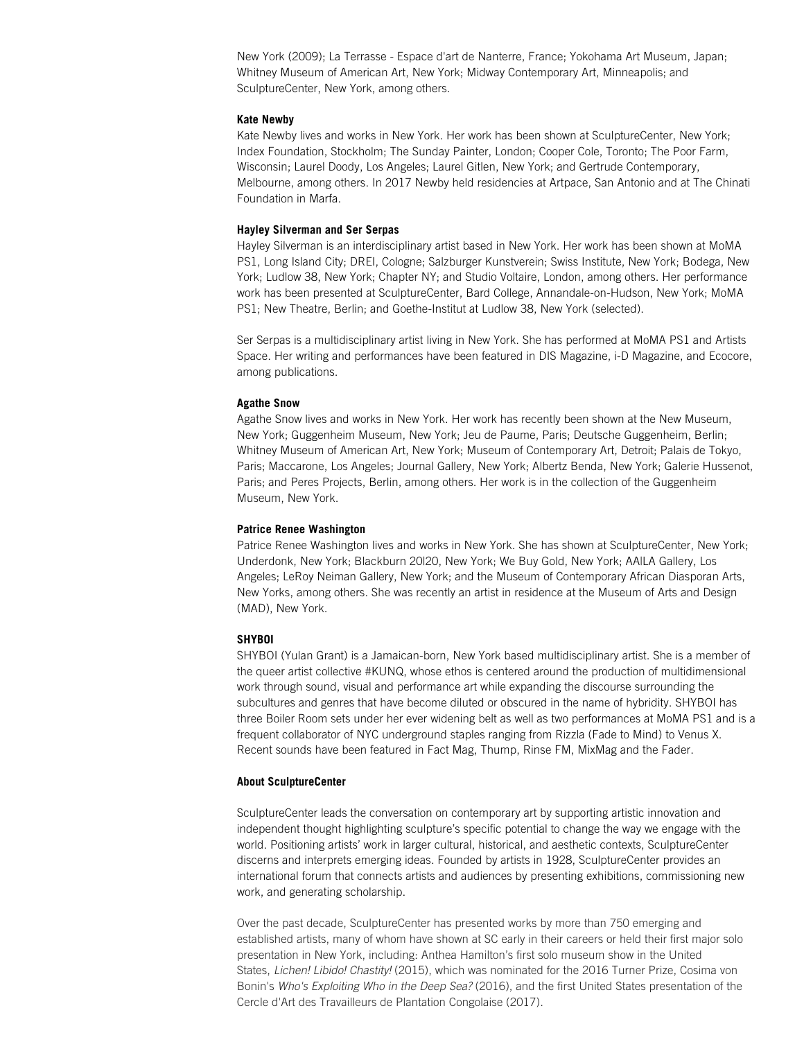New York (2009); La Terrasse - Espace d'art de Nanterre, France; Yokohama Art Museum, Japan; Whitney Museum of American Art, New York; Midway Contemporary Art, Minneapolis; and SculptureCenter, New York, among others.

**Kate Newby**

Kate Newby lives and works in New York. Her work has been shown at SculptureCenter, New York; Index Foundation, Stockholm; The Sunday Painter, London; Cooper Cole, Toronto; The Poor Farm, Wisconsin; Laurel Doody, Los Angeles; Laurel Gitlen, New York; and Gertrude Contemporary, Melbourne, among others. In 2017 Newby held residencies at Artpace, San Antonio and at The Chinati Foundation in Marfa.

**Hayley Silverman and Ser Serpas**

Hayley Silverman is an interdisciplinary artist based in New York. Her work has been shown at MoMA PS1, Long Island City; DREI, Cologne; Salzburger Kunstverein; Swiss Institute, New York; Bodega, New York; Ludlow 38, New York; Chapter NY; and Studio Voltaire, London, among others. Her performance work has been presented at SculptureCenter, Bard College, Annandale-on-Hudson, New York; MoMA PS1; New Theatre, Berlin; and Goethe-Institut at Ludlow 38, New York (selected).

Ser Serpas is a multidisciplinary artist living in New York. She has performed at MoMA PS1 and Artists Space. Her writing and performances have been featured in DIS Magazine, i-D Magazine, and Ecocore, among publications.

**Agathe Snow**

Agathe Snow lives and works in New York. Her work has recently been shown at the New Museum, New York; Guggenheim Museum, New York; Jeu de Paume, Paris; Deutsche Guggenheim, Berlin; Whitney Museum of American Art, New York; Museum of Contemporary Art, Detroit; Palais de Tokyo, Paris; Maccarone, Los Angeles; Journal Gallery, New York; Albertz Benda, New York; Galerie Hussenot, Paris; and Peres Projects, Berlin, among others. Her work is in the collection of the Guggenheim Museum, New York.

**Patrice Renee Washington**

Patrice Renee Washington lives and works in New York. She has shown at SculptureCenter, New York; Underdonk, New York; Blackburn 20l20, New York; We Buy Gold, New York; AA|LA Gallery, Los Angeles; LeRoy Neiman Gallery, New York; and the Museum of Contemporary African Diasporan Arts, New Yorks, among others. She was recently an artist in residence at the Museum of Arts and Design (MAD), New York.

**SHYBOI**

SHYBOI (Yulan Grant) is a Jamaican-born, New York based multidisciplinary artist. She is a member of the queer artist collective #KUNQ, whose ethos is centered around the production of multidimensional work through sound, visual and performance art while expanding the discourse surrounding the subcultures and genres that have become diluted or obscured in the name of hybridity. SHYBOI has three Boiler Room sets under her ever widening belt as well as two performances at MoMA PS1 and is a frequent collaborator of NYC underground staples ranging from Rizzla (Fade to Mind) to Venus X. Recent sounds have been featured in Fact Mag, Thump, Rinse FM, MixMag and the Fader.

**About SculptureCenter**

SculptureCenter leads the conversation on contemporary art by supporting artistic innovation and independent thought highlighting sculpture's specific potential to change the way we engage with the world. Positioning artists' work in larger cultural, historical, and aesthetic contexts, SculptureCenter discerns and interprets emerging ideas. Founded by artists in 1928, SculptureCenter provides an international forum that connects artists and audiences by presenting exhibitions, commissioning new work, and generating scholarship.

Over the past decade, SculptureCenter has presented works by more than 750 emerging and established artists, many of whom have shown at SC early in their careers or held their first major solo presentation in New York, including: Anthea Hamilton's first solo museum show in the United States, *Lichen! Libido! Chastity!* (2015), which was nominated for the 2016 Turner Prize, Cosima von Bonin's *Who's Exploiting Who in the Deep Sea?* (2016), and the first United States presentation of the Cercle d'Art des Travailleurs de Plantation Congolaise (2017).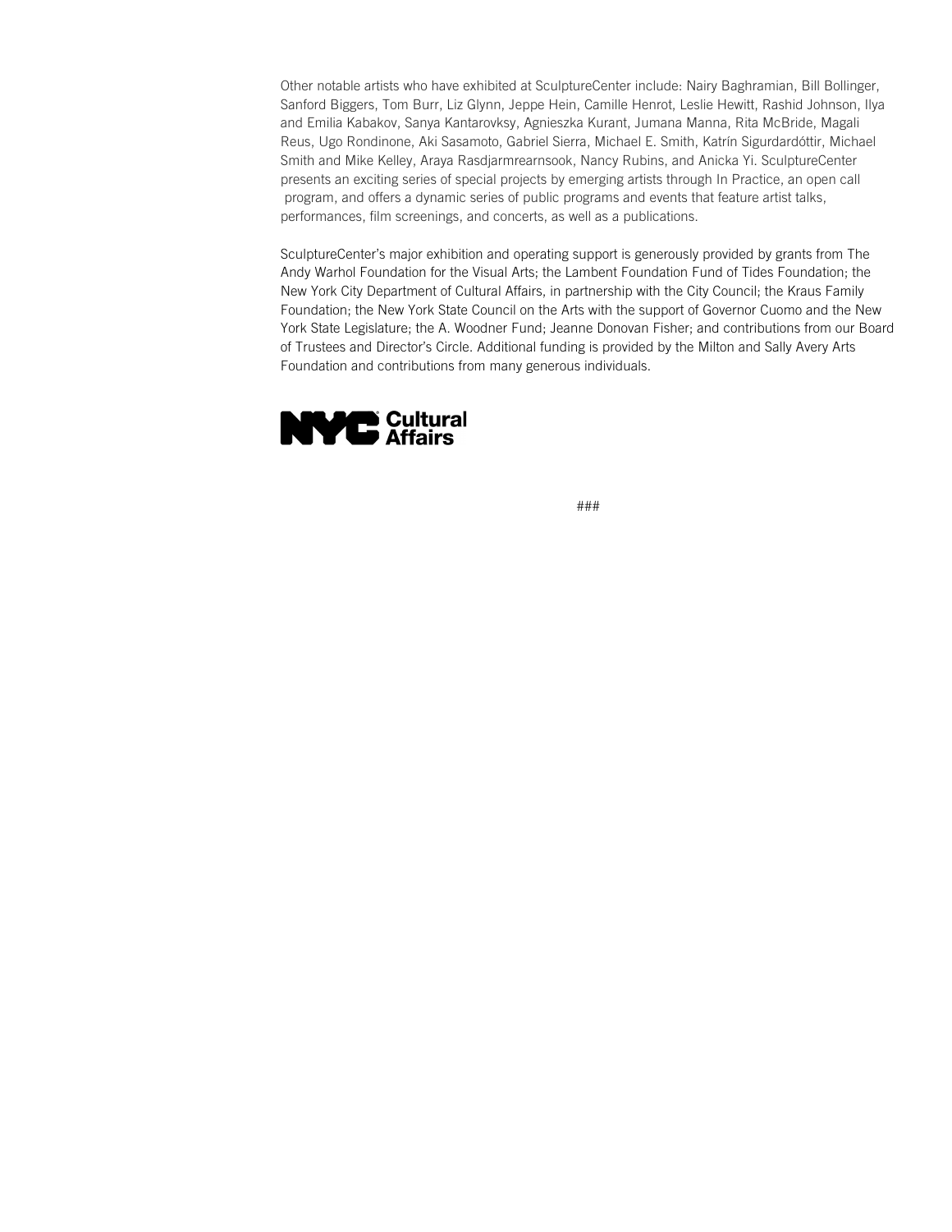Other notable artists who have exhibited at SculptureCenter include: Nairy Baghramian, Bill Bollinger, Sanford Biggers, Tom Burr, Liz Glynn, Jeppe Hein, Camille Henrot, Leslie Hewitt, Rashid Johnson, Ilya and Emilia Kabakov, Sanya Kantarovksy, Agnieszka Kurant, Jumana Manna, Rita McBride, Magali Reus, Ugo Rondinone, Aki Sasamoto, Gabriel Sierra, Michael E. Smith, Katrín Sigurdardóttir, Michael Smith and Mike Kelley, Araya Rasdjarmrearnsook, Nancy Rubins, and Anicka Yi. SculptureCenter presents an exciting series of special projects by emerging artists through In Practice, an open call program, and offers a dynamic series of public programs and events that feature artist talks, performances, film screenings, and concerts, as well as a publications.

SculptureCenter's major exhibition and operating support is generously provided by grants from The Andy Warhol Foundation for the Visual Arts; the Lambent Foundation Fund of Tides Foundation; the New York City Department of Cultural Affairs, in partnership with the City Council; the Kraus Family Foundation; the New York State Council on the Arts with the support of Governor Cuomo and the New York State Legislature; the A. Woodner Fund; Jeanne Donovan Fisher; and contributions from our Board of Trustees and Director's Circle. Additional funding is provided by the Milton and Sally Avery Arts Foundation and contributions from many generous individuals.

NYC Cultural Affairs

###